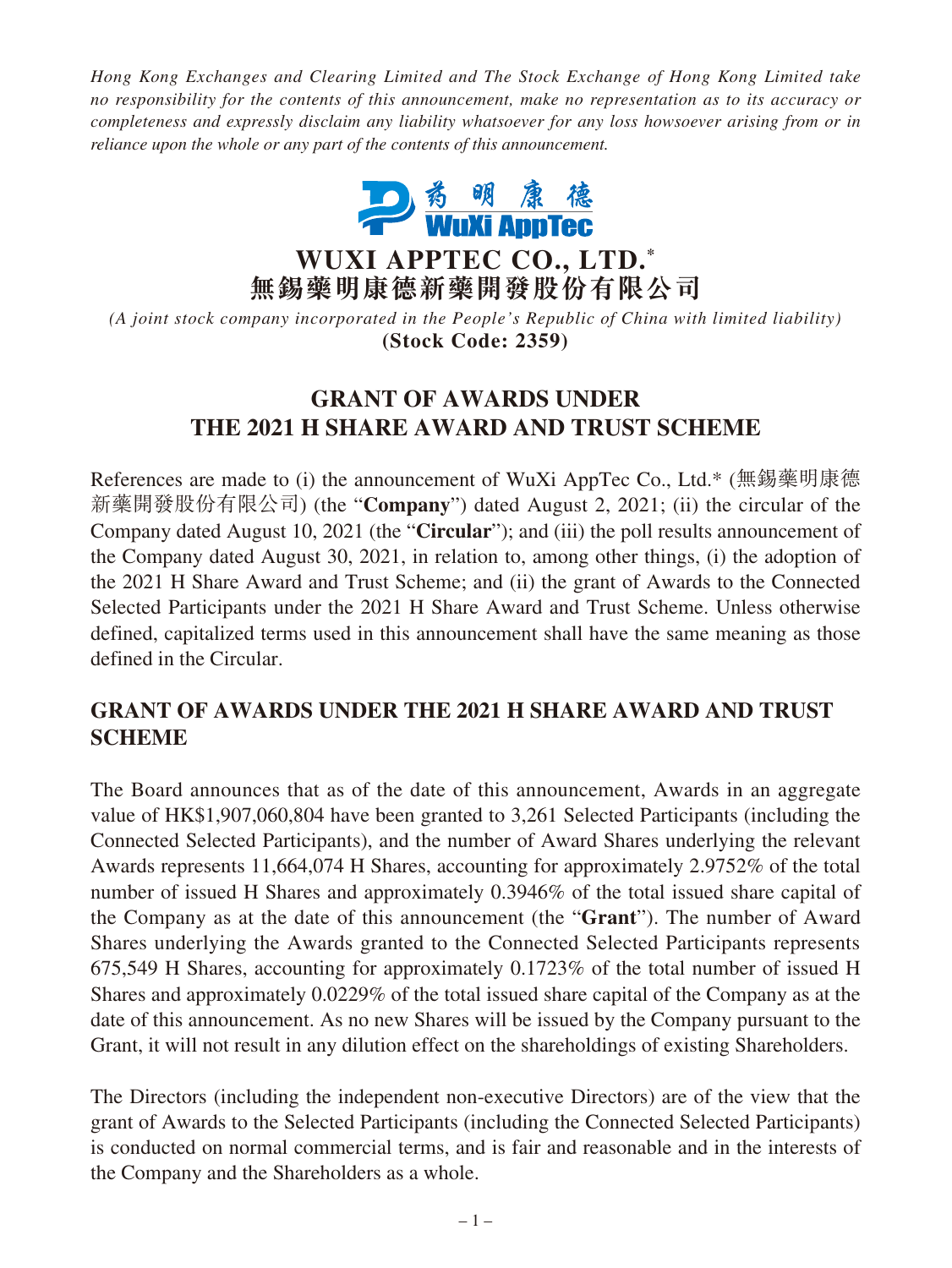*Hong Kong Exchanges and Clearing Limited and The Stock Exchange of Hong Kong Limited take no responsibility for the contents of this announcement, make no representation as to its accuracy or completeness and expressly disclaim any liability whatsoever for any loss howsoever arising from or in reliance upon the whole or any part of the contents of this announcement.*

藥明康德
WuXi AppTec

# WUXI APPTEC CO., LTD.*
# 無錫藥明康德新藥開發股份有限公司

*(A joint stock company incorporated in the People's Republic of China with limited liability)*
**(Stock Code: 2359)**

## GRANT OF AWARDS UNDER THE 2021 H SHARE AWARD AND TRUST SCHEME

References are made to (i) the announcement of WuXi AppTec Co., Ltd.* (無錫藥明康德新藥開發股份有限公司) (the "**Company**") dated August 2, 2021; (ii) the circular of the Company dated August 10, 2021 (the "**Circular**"); and (iii) the poll results announcement of the Company dated August 30, 2021, in relation to, among other things, (i) the adoption of the 2021 H Share Award and Trust Scheme; and (ii) the grant of Awards to the Connected Selected Participants under the 2021 H Share Award and Trust Scheme. Unless otherwise defined, capitalized terms used in this announcement shall have the same meaning as those defined in the Circular.

## GRANT OF AWARDS UNDER THE 2021 H SHARE AWARD AND TRUST SCHEME

The Board announces that as of the date of this announcement, Awards in an aggregate value of HK$1,907,060,804 have been granted to 3,261 Selected Participants (including the Connected Selected Participants), and the number of Award Shares underlying the relevant Awards represents 11,664,074 H Shares, accounting for approximately 2.9752% of the total number of issued H Shares and approximately 0.3946% of the total issued share capital of the Company as at the date of this announcement (the "**Grant**"). The number of Award Shares underlying the Awards granted to the Connected Selected Participants represents 675,549 H Shares, accounting for approximately 0.1723% of the total number of issued H Shares and approximately 0.0229% of the total issued share capital of the Company as at the date of this announcement. As no new Shares will be issued by the Company pursuant to the Grant, it will not result in any dilution effect on the shareholdings of existing Shareholders.

The Directors (including the independent non-executive Directors) are of the view that the grant of Awards to the Selected Participants (including the Connected Selected Participants) is conducted on normal commercial terms, and is fair and reasonable and in the interests of the Company and the Shareholders as a whole.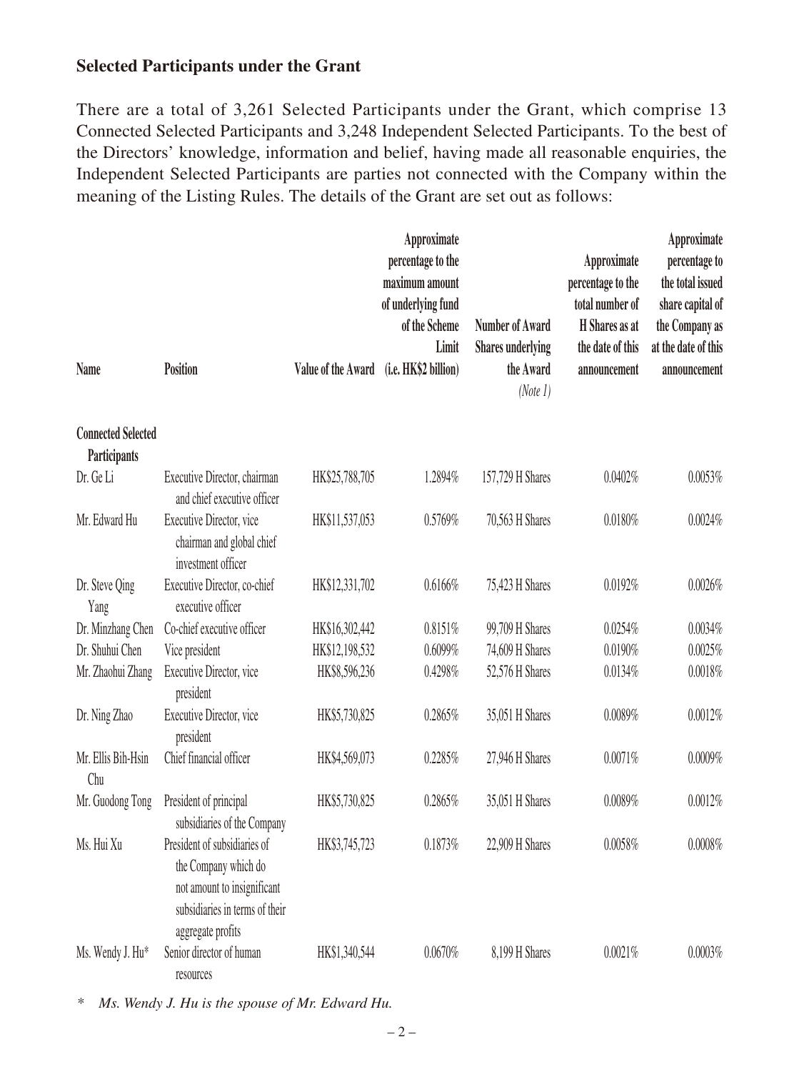**Selected Participants under the Grant**

There are a total of 3,261 Selected Participants under the Grant, which comprise 13 Connected Selected Participants and 3,248 Independent Selected Participants. To the best of the Directors' knowledge, information and belief, having made all reasonable enquiries, the Independent Selected Participants are parties not connected with the Company within the meaning of the Listing Rules. The details of the Grant are set out as follows:

| Name | Position | Value of the Award | Approximate percentage to the maximum amount of underlying fund of the Scheme Limit (i.e. HK$2 billion) | Number of Award Shares underlying the Award *(Note 1)* | Approximate percentage to the total number of H Shares as at the date of this announcement | Approximate percentage to the total issued share capital of the Company as at the date of this announcement |
|---|---|---|---|---|---|---|
| **Connected Selected Participants** | | | | | | |
| Dr. Ge Li | Executive Director, chairman and chief executive officer | HK$25,788,705 | 1.2894% | 157,729 H Shares | 0.0402% | 0.0053% |
| Mr. Edward Hu | Executive Director, vice chairman and global chief investment officer | HK$11,537,053 | 0.5769% | 70,563 H Shares | 0.0180% | 0.0024% |
| Dr. Steve Qing Yang | Executive Director, co-chief executive officer | HK$12,331,702 | 0.6166% | 75,423 H Shares | 0.0192% | 0.0026% |
| Dr. Minzhang Chen | Co-chief executive officer | HK$16,302,442 | 0.8151% | 99,709 H Shares | 0.0254% | 0.0034% |
| Dr. Shuhui Chen | Vice president | HK$12,198,532 | 0.6099% | 74,609 H Shares | 0.0190% | 0.0025% |
| Mr. Zhaohui Zhang | Executive Director, vice president | HK$8,596,236 | 0.4298% | 52,576 H Shares | 0.0134% | 0.0018% |
| Dr. Ning Zhao | Executive Director, vice president | HK$5,730,825 | 0.2865% | 35,051 H Shares | 0.0089% | 0.0012% |
| Mr. Ellis Bih-Hsin Chu | Chief financial officer | HK$4,569,073 | 0.2285% | 27,946 H Shares | 0.0071% | 0.0009% |
| Mr. Guodong Tong | President of principal subsidiaries of the Company | HK$5,730,825 | 0.2865% | 35,051 H Shares | 0.0089% | 0.0012% |
| Ms. Hui Xu | President of subsidiaries of the Company which do not amount to insignificant subsidiaries in terms of their aggregate profits | HK$3,745,723 | 0.1873% | 22,909 H Shares | 0.0058% | 0.0008% |
| Ms. Wendy J. Hu* | Senior director of human resources | HK$1,340,544 | 0.0670% | 8,199 H Shares | 0.0021% | 0.0003% |

\* *Ms. Wendy J. Hu is the spouse of Mr. Edward Hu.*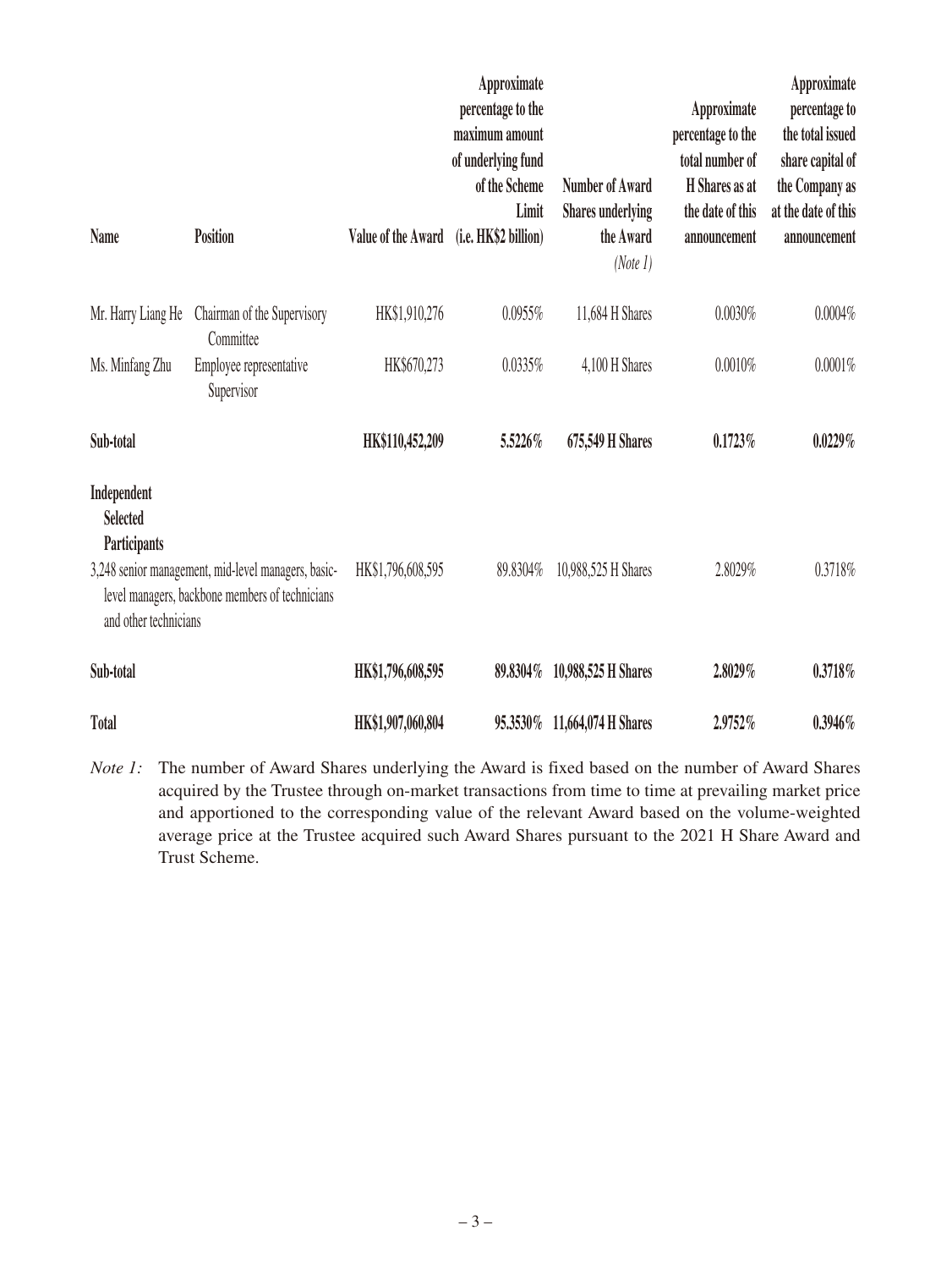| Name | Position | Value of the Award | Approximate percentage to the maximum amount of underlying fund of the Scheme Limit (i.e. HK$2 billion) | Number of Award Shares underlying the Award *(Note 1)* | Approximate percentage to the total number of H Shares as at the date of this announcement | Approximate percentage to the total issued share capital of the Company as at the date of this announcement |
|---|---|---|---|---|---|---|
| Mr. Harry Liang He | Chairman of the Supervisory Committee | HK$1,910,276 | 0.0955% | 11,684 H Shares | 0.0030% | 0.0004% |
| Ms. Minfang Zhu | Employee representative Supervisor | HK$670,273 | 0.0335% | 4,100 H Shares | 0.0010% | 0.0001% |
| **Sub-total** | | **HK$110,452,209** | **5.5226%** | **675,549 H Shares** | **0.1723%** | **0.0229%** |
| **Independent Selected Participants** | | | | | | |
| 3,248 senior management, mid-level managers, basic-level managers, backbone members of technicians and other technicians | | HK$1,796,608,595 | 89.8304% | 10,988,525 H Shares | 2.8029% | 0.3718% |
| **Sub-total** | | **HK$1,796,608,595** | **89.8304%** | **10,988,525 H Shares** | **2.8029%** | **0.3718%** |
| **Total** | | **HK$1,907,060,804** | **95.3530%** | **11,664,074 H Shares** | **2.9752%** | **0.3946%** |

*Note 1:* The number of Award Shares underlying the Award is fixed based on the number of Award Shares acquired by the Trustee through on-market transactions from time to time at prevailing market price and apportioned to the corresponding value of the relevant Award based on the volume-weighted average price at the Trustee acquired such Award Shares pursuant to the 2021 H Share Award and Trust Scheme.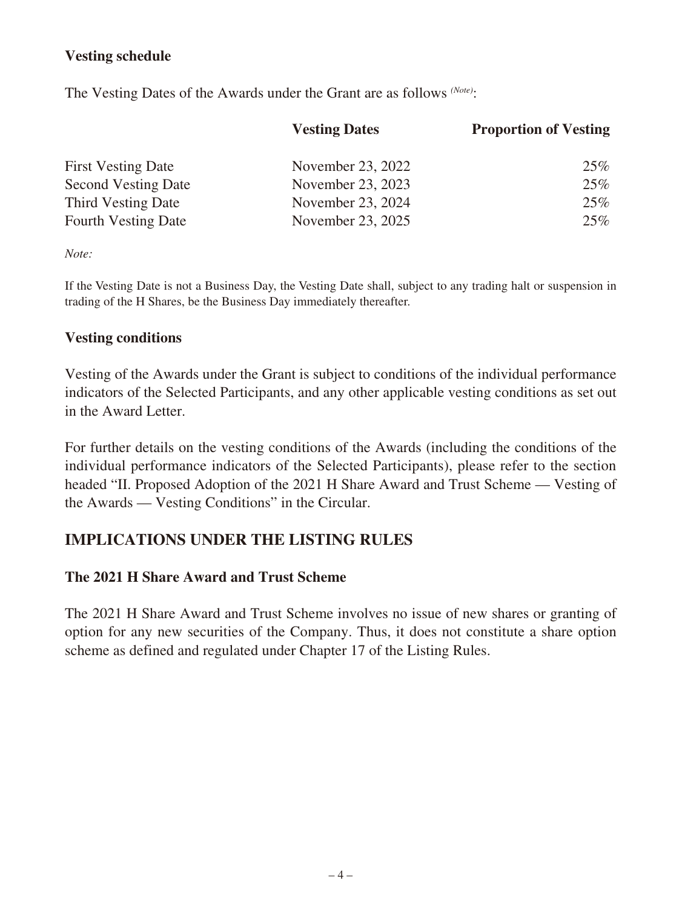**Vesting schedule**

The Vesting Dates of the Awards under the Grant are as follows *(Note)*:

| | Vesting Dates | Proportion of Vesting |
|---|---|---|
| First Vesting Date | November 23, 2022 | 25% |
| Second Vesting Date | November 23, 2023 | 25% |
| Third Vesting Date | November 23, 2024 | 25% |
| Fourth Vesting Date | November 23, 2025 | 25% |

*Note:*

If the Vesting Date is not a Business Day, the Vesting Date shall, subject to any trading halt or suspension in trading of the H Shares, be the Business Day immediately thereafter.

**Vesting conditions**

Vesting of the Awards under the Grant is subject to conditions of the individual performance indicators of the Selected Participants, and any other applicable vesting conditions as set out in the Award Letter.

For further details on the vesting conditions of the Awards (including the conditions of the individual performance indicators of the Selected Participants), please refer to the section headed "II. Proposed Adoption of the 2021 H Share Award and Trust Scheme — Vesting of the Awards — Vesting Conditions" in the Circular.

## IMPLICATIONS UNDER THE LISTING RULES

**The 2021 H Share Award and Trust Scheme**

The 2021 H Share Award and Trust Scheme involves no issue of new shares or granting of option for any new securities of the Company. Thus, it does not constitute a share option scheme as defined and regulated under Chapter 17 of the Listing Rules.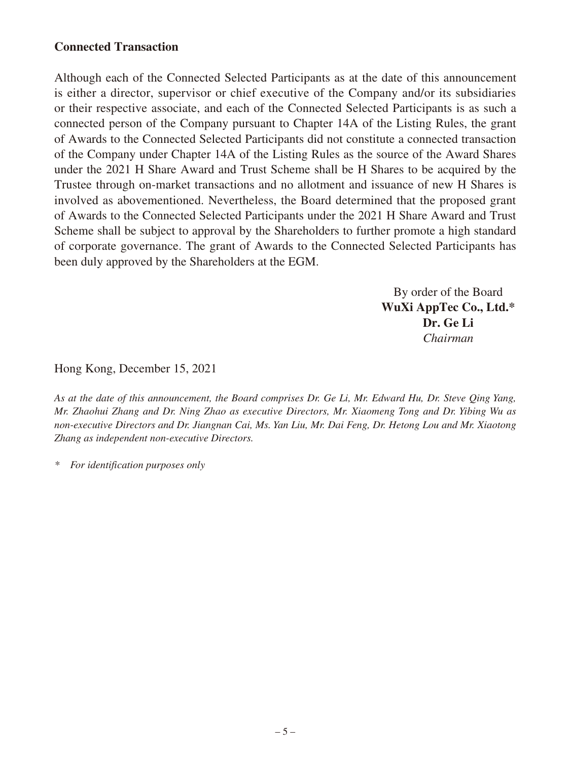**Connected Transaction**

Although each of the Connected Selected Participants as at the date of this announcement is either a director, supervisor or chief executive of the Company and/or its subsidiaries or their respective associate, and each of the Connected Selected Participants is as such a connected person of the Company pursuant to Chapter 14A of the Listing Rules, the grant of Awards to the Connected Selected Participants did not constitute a connected transaction of the Company under Chapter 14A of the Listing Rules as the source of the Award Shares under the 2021 H Share Award and Trust Scheme shall be H Shares to be acquired by the Trustee through on-market transactions and no allotment and issuance of new H Shares is involved as abovementioned. Nevertheless, the Board determined that the proposed grant of Awards to the Connected Selected Participants under the 2021 H Share Award and Trust Scheme shall be subject to approval by the Shareholders to further promote a high standard of corporate governance. The grant of Awards to the Connected Selected Participants has been duly approved by the Shareholders at the EGM.

By order of the Board
**WuXi AppTec Co., Ltd.***
**Dr. Ge Li**
*Chairman*

Hong Kong, December 15, 2021

*As at the date of this announcement, the Board comprises Dr. Ge Li, Mr. Edward Hu, Dr. Steve Qing Yang, Mr. Zhaohui Zhang and Dr. Ning Zhao as executive Directors, Mr. Xiaomeng Tong and Dr. Yibing Wu as non-executive Directors and Dr. Jiangnan Cai, Ms. Yan Liu, Mr. Dai Feng, Dr. Hetong Lou and Mr. Xiaotong Zhang as independent non-executive Directors.*

\* *For identification purposes only*